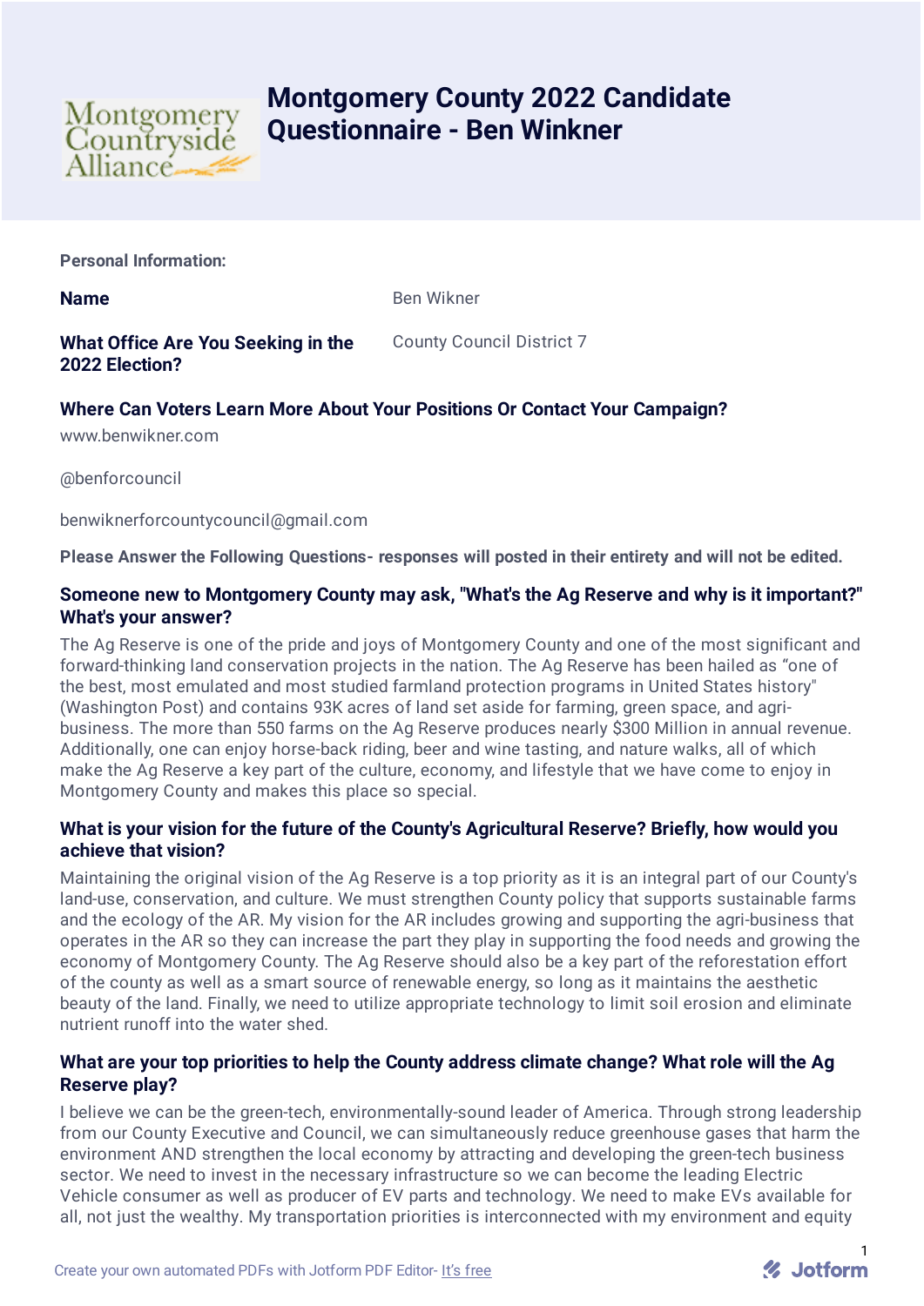# Montgomery County 2022 Candidate Questionnaire - Ben Winkner

**Personal Information:**

**Name**

Ben Wikner

**What Office Are You Seeking in the 2022 Election?**

County Council District 7

**Where Can Voters Learn More About Your Positions Or Contact Your Campaign?**

www.benwikner.com

@benforcouncil

benwiknerforcountycouncil@gmail.com

**Please Answer the Following Questions- responses will posted in their entirety and will not be edited.**

### Someone new to Montgomery County may ask, "What's the Ag Reserve and why is it important?" What's your answer?

The Ag Reserve is one of the pride and joys of Montgomery County and one of the most significant and forward-thinking land conservation projects in the nation. The Ag Reserve has been hailed as "one of the best, most emulated and most studied farmland protection programs in United States history" (Washington Post) and contains 93K acres of land set aside for farming, green space, and agri-business. The more than 550 farms on the Ag Reserve produces nearly $300 Million in annual revenue. Additionally, one can enjoy horse-back riding, beer and wine tasting, and nature walks, all of which make the Ag Reserve a key part of the culture, economy, and lifestyle that we have come to enjoy in Montgomery County and makes this place so special.

### What is your vision for the future of the County's Agricultural Reserve? Briefly, how would you achieve that vision?

Maintaining the original vision of the Ag Reserve is a top priority as it is an integral part of our County's land-use, conservation, and culture. We must strengthen County policy that supports sustainable farms and the ecology of the AR. My vision for the AR includes growing and supporting the agri-business that operates in the AR so they can increase the part they play in supporting the food needs and growing the economy of Montgomery County. The Ag Reserve should also be a key part of the reforestation effort of the county as well as a smart source of renewable energy, so long as it maintains the aesthetic beauty of the land. Finally, we need to utilize appropriate technology to limit soil erosion and eliminate nutrient runoff into the water shed.

### What are your top priorities to help the County address climate change? What role will the Ag Reserve play?

I believe we can be the green-tech, environmentally-sound leader of America. Through strong leadership from our County Executive and Council, we can simultaneously reduce greenhouse gases that harm the environment AND strengthen the local economy by attracting and developing the green-tech business sector. We need to invest in the necessary infrastructure so we can become the leading Electric Vehicle consumer as well as producer of EV parts and technology. We need to make EVs available for all, not just the wealthy. My transportation priorities is interconnected with my environment and equity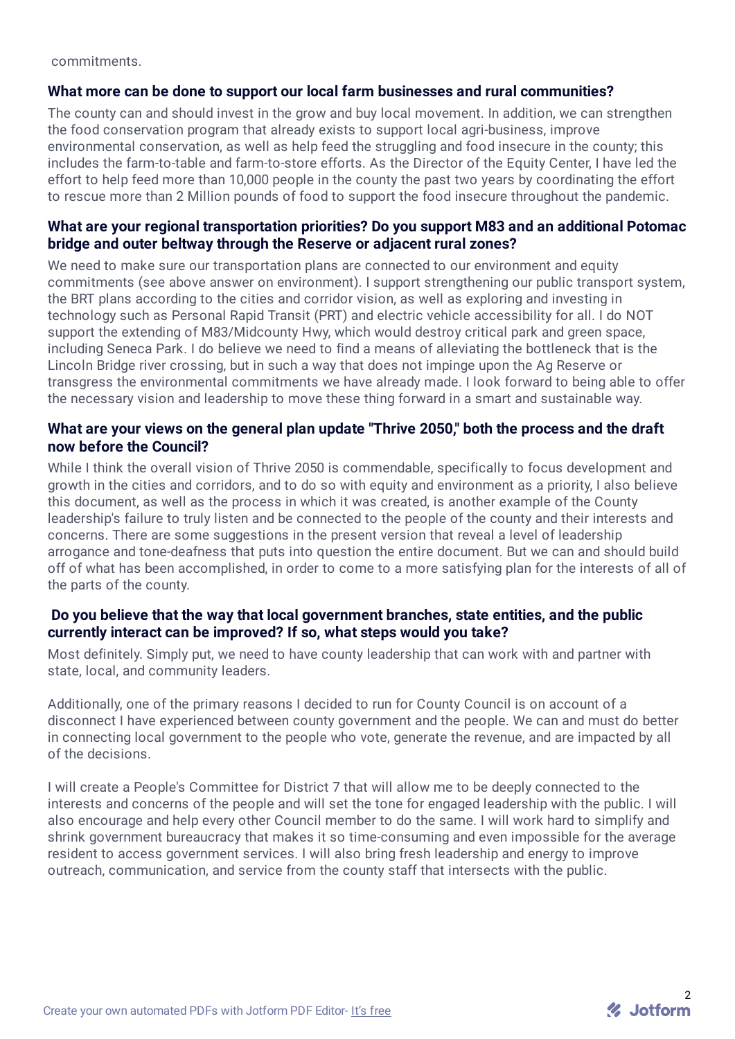commitments.

**What more can be done to support our local farm businesses and rural communities?**

The county can and should invest in the grow and buy local movement. In addition, we can strengthen the food conservation program that already exists to support local agri-business, improve environmental conservation, as well as help feed the struggling and food insecure in the county; this includes the farm-to-table and farm-to-store efforts. As the Director of the Equity Center, I have led the effort to help feed more than 10,000 people in the county the past two years by coordinating the effort to rescue more than 2 Million pounds of food to support the food insecure throughout the pandemic.

**What are your regional transportation priorities? Do you support M83 and an additional Potomac bridge and outer beltway through the Reserve or adjacent rural zones?**

We need to make sure our transportation plans are connected to our environment and equity commitments (see above answer on environment). I support strengthening our public transport system, the BRT plans according to the cities and corridor vision, as well as exploring and investing in technology such as Personal Rapid Transit (PRT) and electric vehicle accessibility for all. I do NOT support the extending of M83/Midcounty Hwy, which would destroy critical park and green space, including Seneca Park. I do believe we need to find a means of alleviating the bottleneck that is the Lincoln Bridge river crossing, but in such a way that does not impinge upon the Ag Reserve or transgress the environmental commitments we have already made. I look forward to being able to offer the necessary vision and leadership to move these thing forward in a smart and sustainable way.

**What are your views on the general plan update "Thrive 2050," both the process and the draft now before the Council?**

While I think the overall vision of Thrive 2050 is commendable, specifically to focus development and growth in the cities and corridors, and to do so with equity and environment as a priority, I also believe this document, as well as the process in which it was created, is another example of the County leadership's failure to truly listen and be connected to the people of the county and their interests and concerns. There are some suggestions in the present version that reveal a level of leadership arrogance and tone-deafness that puts into question the entire document. But we can and should build off of what has been accomplished, in order to come to a more satisfying plan for the interests of all of the parts of the county.

**Do you believe that the way that local government branches, state entities, and the public currently interact can be improved? If so, what steps would you take?**

Most definitely. Simply put, we need to have county leadership that can work with and partner with state, local, and community leaders.

Additionally, one of the primary reasons I decided to run for County Council is on account of a disconnect I have experienced between county government and the people. We can and must do better in connecting local government to the people who vote, generate the revenue, and are impacted by all of the decisions.

I will create a People's Committee for District 7 that will allow me to be deeply connected to the interests and concerns of the people and will set the tone for engaged leadership with the public. I will also encourage and help every other Council member to do the same. I will work hard to simplify and shrink government bureaucracy that makes it so time-consuming and even impossible for the average resident to access government services. I will also bring fresh leadership and energy to improve outreach, communication, and service from the county staff that intersects with the public.